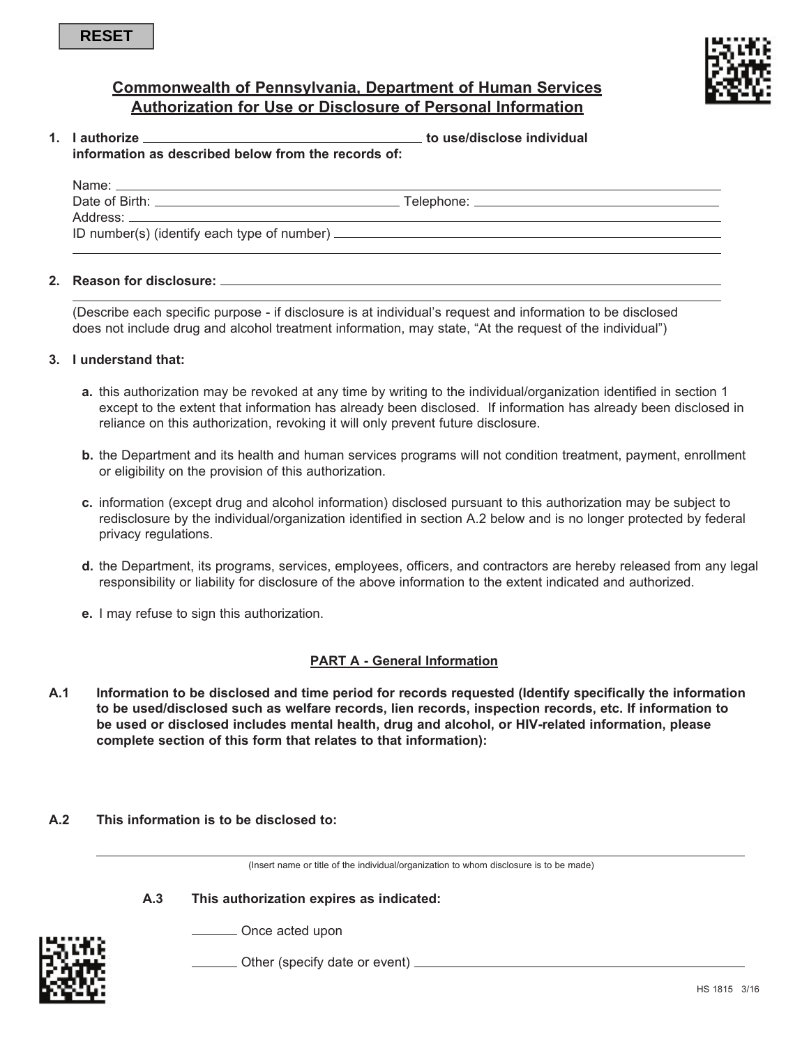RESET

## Commonwealth of Pennsylvania, Department of Human Services
## Authorization for Use or Disclosure of Personal Information

**1. I authorize \_\_\_\_\_\_\_\_\_\_\_\_\_\_\_\_\_\_\_\_\_\_\_\_\_\_\_\_\_\_\_\_\_\_\_\_\_\_\_\_ to use/disclose individual information as described below from the records of:**

Name: \_\_\_\_\_\_\_\_\_\_\_\_\_\_\_\_\_\_\_\_\_\_\_\_\_\_\_\_\_\_\_\_\_\_\_\_\_\_\_\_\_\_\_\_\_\_\_\_\_\_\_\_\_\_\_\_\_\_\_\_\_\_\_\_\_\_\_\_\_\_

Date of Birth: \_\_\_\_\_\_\_\_\_\_\_\_\_\_\_\_\_\_\_\_\_\_\_\_\_\_\_\_\_\_\_\_\_\_\_\_ Telephone: \_\_\_\_\_\_\_\_\_\_\_\_\_\_\_\_\_\_\_\_\_\_\_\_\_\_\_\_\_\_\_\_\_\_\_\_\_\_

Address: \_\_\_\_\_\_\_\_\_\_\_\_\_\_\_\_\_\_\_\_\_\_\_\_\_\_\_\_\_\_\_\_\_\_\_\_\_\_\_\_\_\_\_\_\_\_\_\_\_\_\_\_\_\_\_\_\_\_\_\_\_\_\_\_\_\_\_\_\_

ID number(s) (identify each type of number) \_\_\_\_\_\_\_\_\_\_\_\_\_\_\_\_\_\_\_\_\_\_\_\_\_\_\_\_\_\_\_\_\_\_\_\_\_\_\_\_\_\_\_\_\_\_\_\_\_\_\_\_\_\_

\_\_\_\_\_\_\_\_\_\_\_\_\_\_\_\_\_\_\_\_\_\_\_\_\_\_\_\_\_\_\_\_\_\_\_\_\_\_\_\_\_\_\_\_\_\_\_\_\_\_\_\_\_\_\_\_\_\_\_\_\_\_\_\_\_\_\_\_\_\_\_\_\_\_\_\_\_\_\_\_\_

**2. Reason for disclosure:** \_\_\_\_\_\_\_\_\_\_\_\_\_\_\_\_\_\_\_\_\_\_\_\_\_\_\_\_\_\_\_\_\_\_\_\_\_\_\_\_\_\_\_\_\_\_\_\_\_\_\_\_\_\_\_\_\_\_\_\_\_\_\_\_\_\_

\_\_\_\_\_\_\_\_\_\_\_\_\_\_\_\_\_\_\_\_\_\_\_\_\_\_\_\_\_\_\_\_\_\_\_\_\_\_\_\_\_\_\_\_\_\_\_\_\_\_\_\_\_\_\_\_\_\_\_\_\_\_\_\_\_\_\_\_\_\_\_\_\_\_\_\_\_\_\_\_\_

(Describe each specific purpose - if disclosure is at individual's request and information to be disclosed does not include drug and alcohol treatment information, may state, "At the request of the individual")

**3. I understand that:**

- **a.** this authorization may be revoked at any time by writing to the individual/organization identified in section 1 except to the extent that information has already been disclosed. If information has already been disclosed in reliance on this authorization, revoking it will only prevent future disclosure.
- **b.** the Department and its health and human services programs will not condition treatment, payment, enrollment or eligibility on the provision of this authorization.
- **c.** information (except drug and alcohol information) disclosed pursuant to this authorization may be subject to redisclosure by the individual/organization identified in section A.2 below and is no longer protected by federal privacy regulations.
- **d.** the Department, its programs, services, employees, officers, and contractors are hereby released from any legal responsibility or liability for disclosure of the above information to the extent indicated and authorized.
- **e.** I may refuse to sign this authorization.

### PART A - General Information

**A.1 Information to be disclosed and time period for records requested (Identify specifically the information to be used/disclosed such as welfare records, lien records, inspection records, etc. If information to be used or disclosed includes mental health, drug and alcohol, or HIV-related information, please complete section of this form that relates to that information):**

**A.2 This information is to be disclosed to:**

\_\_\_\_\_\_\_\_\_\_\_\_\_\_\_\_\_\_\_\_\_\_\_\_\_\_\_\_\_\_\_\_\_\_\_\_\_\_\_\_\_\_\_\_\_\_\_\_\_\_\_\_\_\_\_\_\_\_\_\_\_\_\_\_\_\_\_\_\_\_\_\_\_\_\_\_\_\_\_\_\_

(Insert name or title of the individual/organization to whom disclosure is to be made)

**A.3 This authorization expires as indicated:**

\_\_\_\_\_\_ Once acted upon

\_\_\_\_\_\_ Other (specify date or event) \_\_\_\_\_\_\_\_\_\_\_\_\_\_\_\_\_\_\_\_\_\_\_\_\_\_\_\_\_\_\_\_\_\_\_\_\_\_\_\_\_\_\_\_\_\_\_\_\_

HS 1815 3/16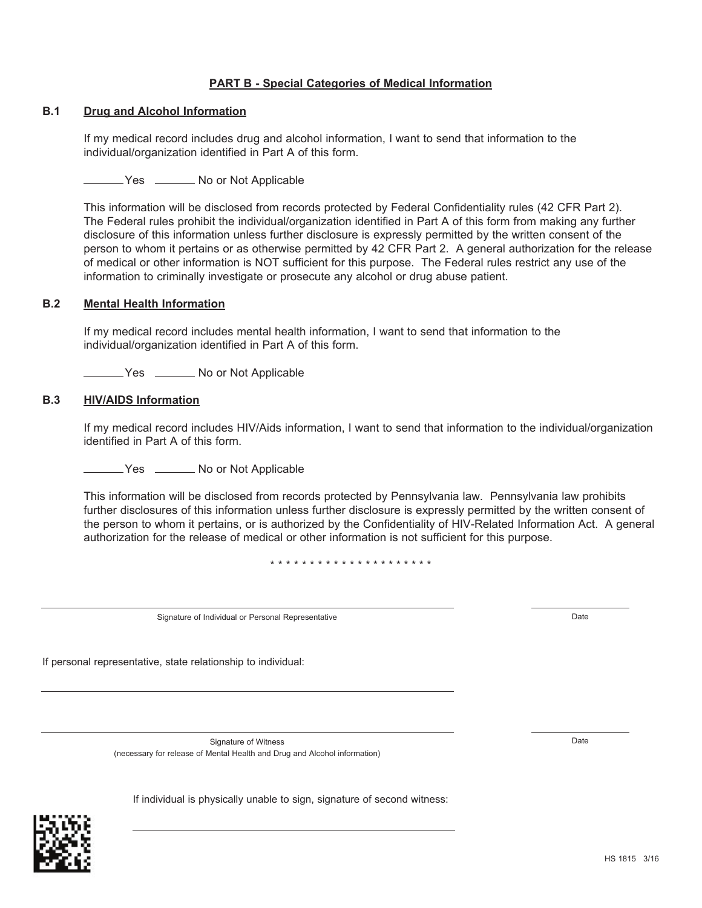## PART B - Special Categories of Medical Information

**B.1 Drug and Alcohol Information**

If my medical record includes drug and alcohol information, I want to send that information to the individual/organization identified in Part A of this form.

_______ Yes _______ No or Not Applicable

This information will be disclosed from records protected by Federal Confidentiality rules (42 CFR Part 2). The Federal rules prohibit the individual/organization identified in Part A of this form from making any further disclosure of this information unless further disclosure is expressly permitted by the written consent of the person to whom it pertains or as otherwise permitted by 42 CFR Part 2. A general authorization for the release of medical or other information is NOT sufficient for this purpose. The Federal rules restrict any use of the information to criminally investigate or prosecute any alcohol or drug abuse patient.

**B.2 Mental Health Information**

If my medical record includes mental health information, I want to send that information to the individual/organization identified in Part A of this form.

_______ Yes _______ No or Not Applicable

**B.3 HIV/AIDS Information**

If my medical record includes HIV/Aids information, I want to send that information to the individual/organization identified in Part A of this form.

_______ Yes _______ No or Not Applicable

This information will be disclosed from records protected by Pennsylvania law. Pennsylvania law prohibits further disclosures of this information unless further disclosure is expressly permitted by the written consent of the person to whom it pertains, or is authorized by the Confidentiality of HIV-Related Information Act. A general authorization for the release of medical or other information is not sufficient for this purpose.

* * * * * * * * * * * * * * * * * * * * * *

_________________________________________________ Signature of Individual or Personal Representative

_______________ Date

If personal representative, state relationship to individual:

_________________________________________________

_________________________________________________ Signature of Witness (necessary for release of Mental Health and Drug and Alcohol information)

_______________ Date

If individual is physically unable to sign, signature of second witness:

_________________________________________________

HS 1815 3/16